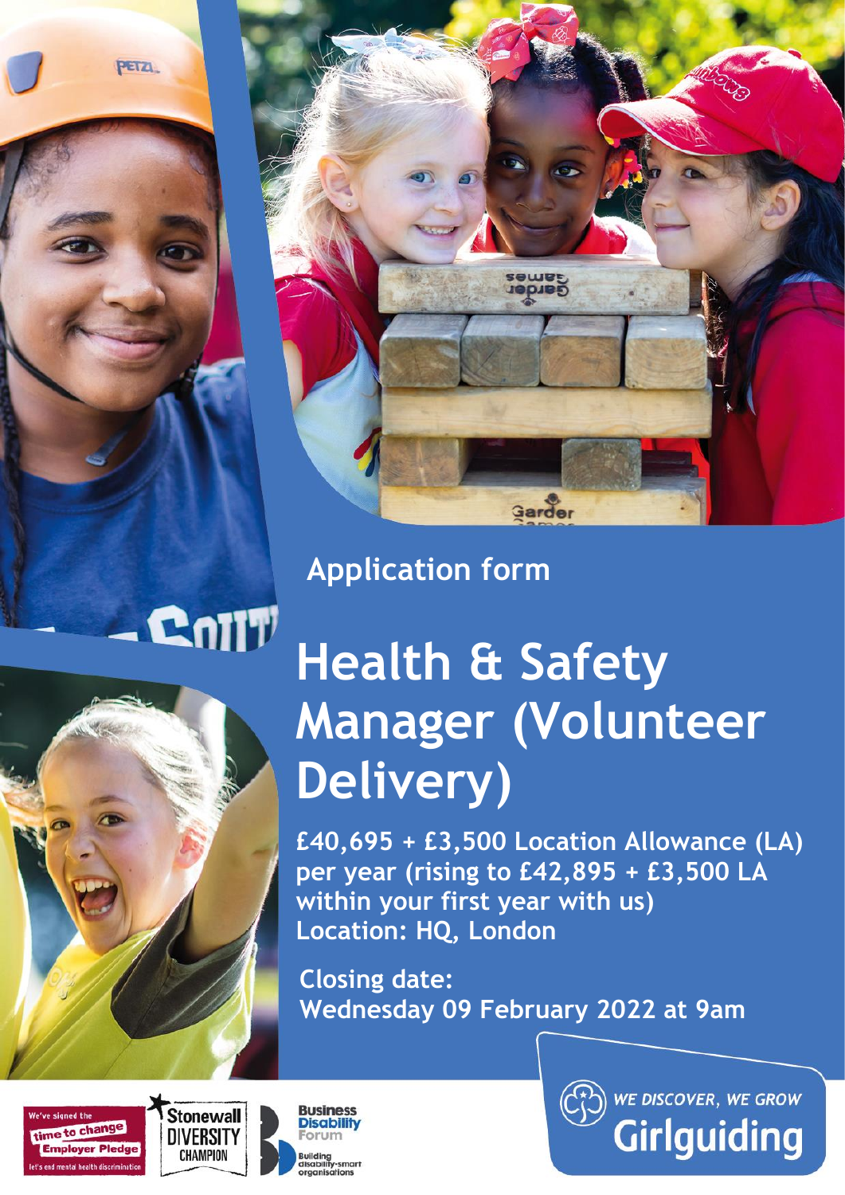Application form

# Health & Safety Manager (Volunteer Delivery)

**£40,695 + £3,500 Location Allowance (LA) per year (rising to £42,895 + £3,500 LA within your first year with us)**
**Location: HQ, London**

**Closing date:**
**Wednesday 09 February 2022 at 9am**

We've signed the time to change Employer Pledge — let's end mental health discrimination

Stonewall DIVERSITY CHAMPION

Business Disability Forum — Building disability-smart organisations

WE DISCOVER, WE GROW
Girlguiding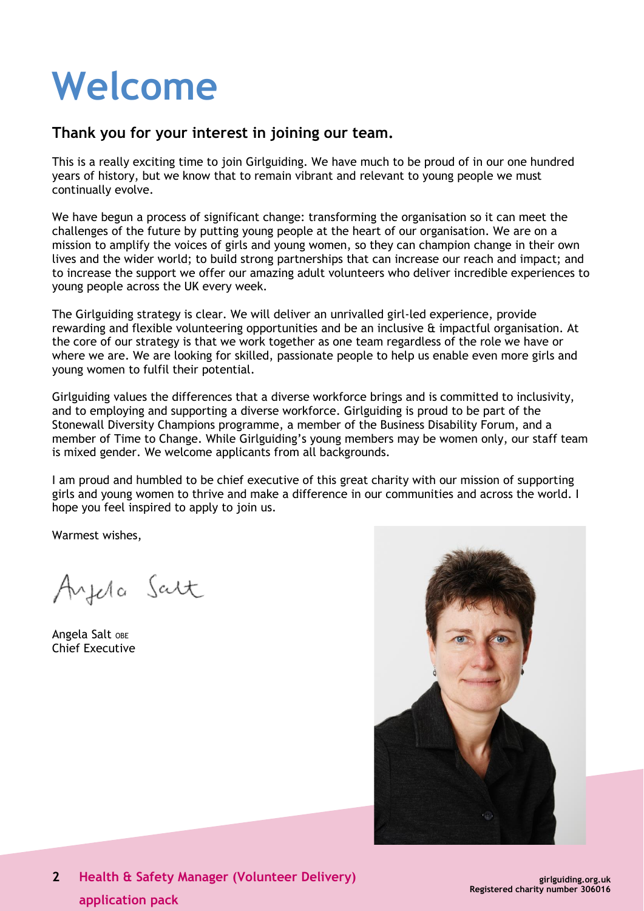# Welcome

### Thank you for your interest in joining our team.

This is a really exciting time to join Girlguiding. We have much to be proud of in our one hundred years of history, but we know that to remain vibrant and relevant to young people we must continually evolve.

We have begun a process of significant change: transforming the organisation so it can meet the challenges of the future by putting young people at the heart of our organisation. We are on a mission to amplify the voices of girls and young women, so they can champion change in their own lives and the wider world; to build strong partnerships that can increase our reach and impact; and to increase the support we offer our amazing adult volunteers who deliver incredible experiences to young people across the UK every week.

The Girlguiding strategy is clear. We will deliver an unrivalled girl-led experience, provide rewarding and flexible volunteering opportunities and be an inclusive & impactful organisation. At the core of our strategy is that we work together as one team regardless of the role we have or where we are. We are looking for skilled, passionate people to help us enable even more girls and young women to fulfil their potential.

Girlguiding values the differences that a diverse workforce brings and is committed to inclusivity, and to employing and supporting a diverse workforce. Girlguiding is proud to be part of the Stonewall Diversity Champions programme, a member of the Business Disability Forum, and a member of Time to Change. While Girlguiding's young members may be women only, our staff team is mixed gender. We welcome applicants from all backgrounds.

I am proud and humbled to be chief executive of this great charity with our mission of supporting girls and young women to thrive and make a difference in our communities and across the world. I hope you feel inspired to apply to join us.

Warmest wishes,

Angela Salt

Angela Salt OBE
Chief Executive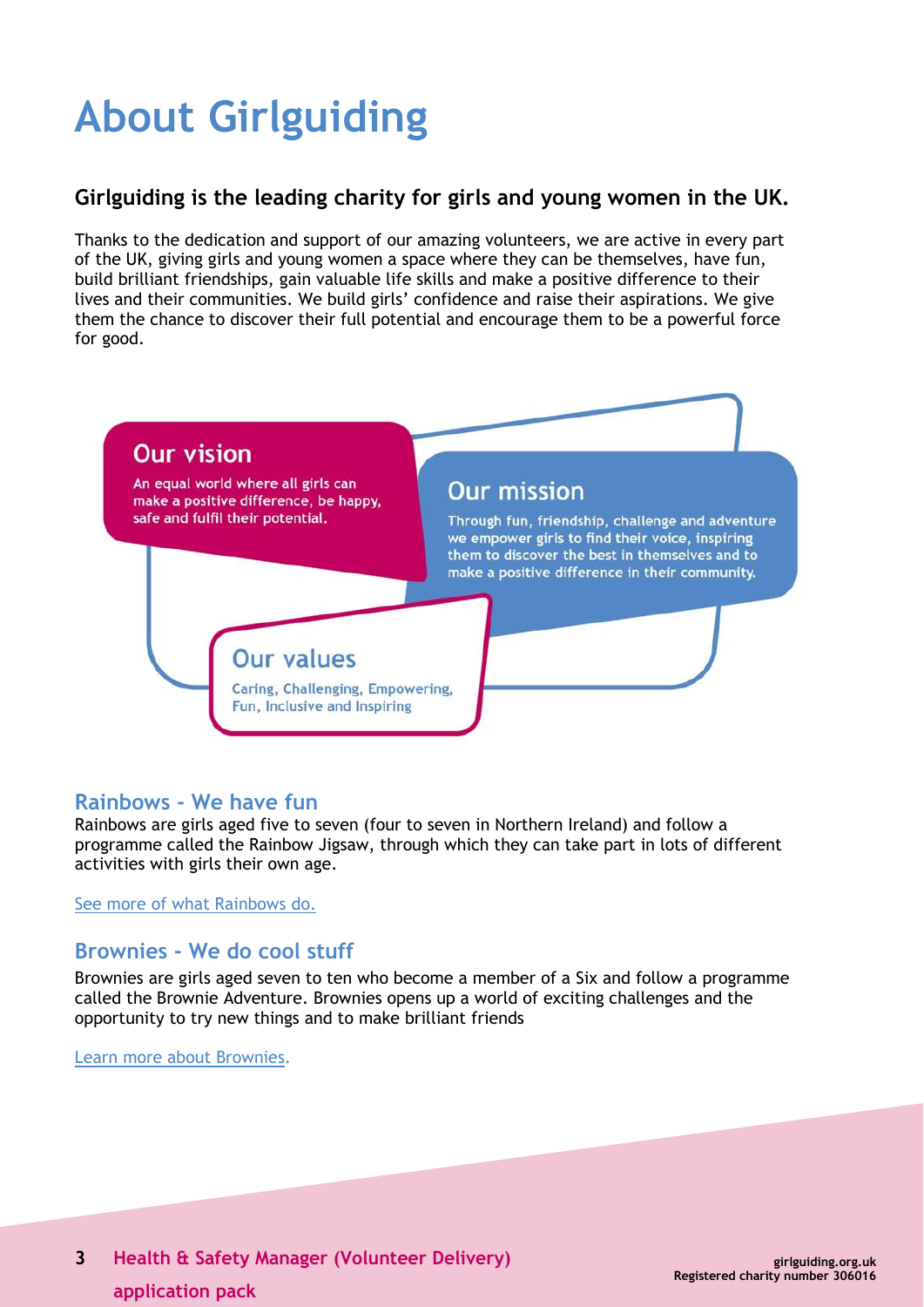# About Girlguiding

### Girlguiding is the leading charity for girls and young women in the UK.

Thanks to the dedication and support of our amazing volunteers, we are active in every part of the UK, giving girls and young women a space where they can be themselves, have fun, build brilliant friendships, gain valuable life skills and make a positive difference to their lives and their communities. We build girls' confidence and raise their aspirations. We give them the chance to discover their full potential and encourage them to be a powerful force for good.

**Our vision**

An equal world where all girls can make a positive difference, be happy, safe and fulfil their potential.

**Our mission**

Through fun, friendship, challenge and adventure we empower girls to find their voice, inspiring them to discover the best in themselves and to make a positive difference in their community.

**Our values**

Caring, Challenging, Empowering, Fun, Inclusive and Inspiring

## Rainbows - We have fun

Rainbows are girls aged five to seven (four to seven in Northern Ireland) and follow a programme called the Rainbow Jigsaw, through which they can take part in lots of different activities with girls their own age.

See more of what Rainbows do.

## Brownies - We do cool stuff

Brownies are girls aged seven to ten who become a member of a Six and follow a programme called the Brownie Adventure. Brownies opens up a world of exciting challenges and the opportunity to try new things and to make brilliant friends

Learn more about Brownies.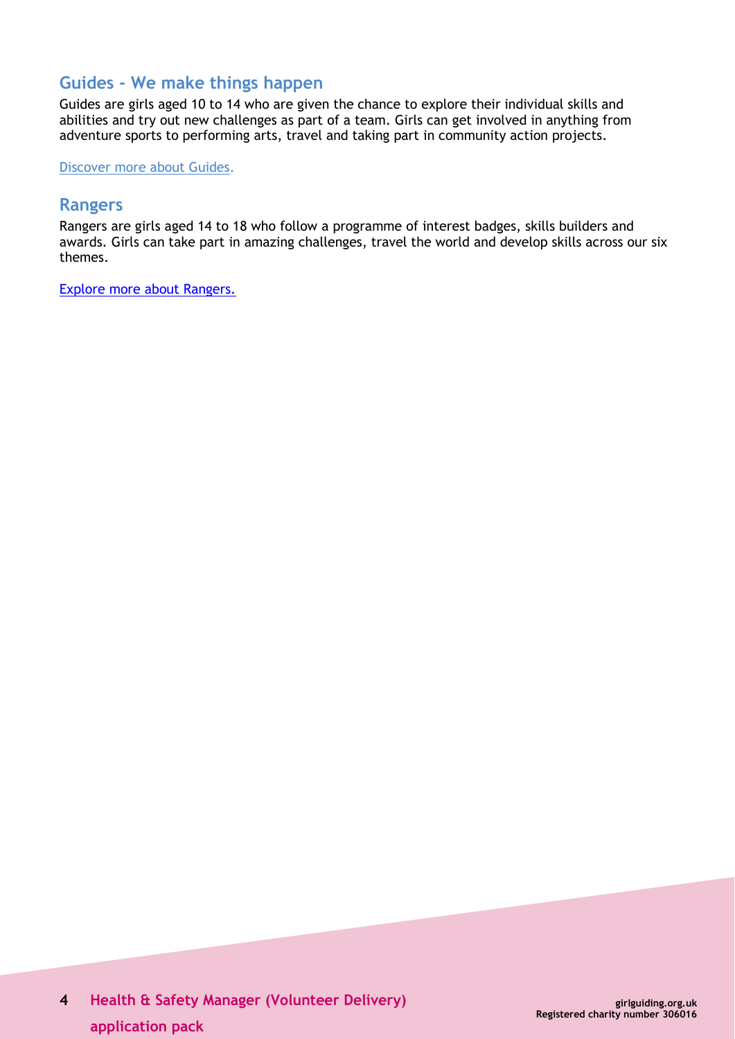## Guides - We make things happen

Guides are girls aged 10 to 14 who are given the chance to explore their individual skills and abilities and try out new challenges as part of a team. Girls can get involved in anything from adventure sports to performing arts, travel and taking part in community action projects.

Discover more about Guides.

## Rangers

Rangers are girls aged 14 to 18 who follow a programme of interest badges, skills builders and awards. Girls can take part in amazing challenges, travel the world and develop skills across our six themes.

Explore more about Rangers.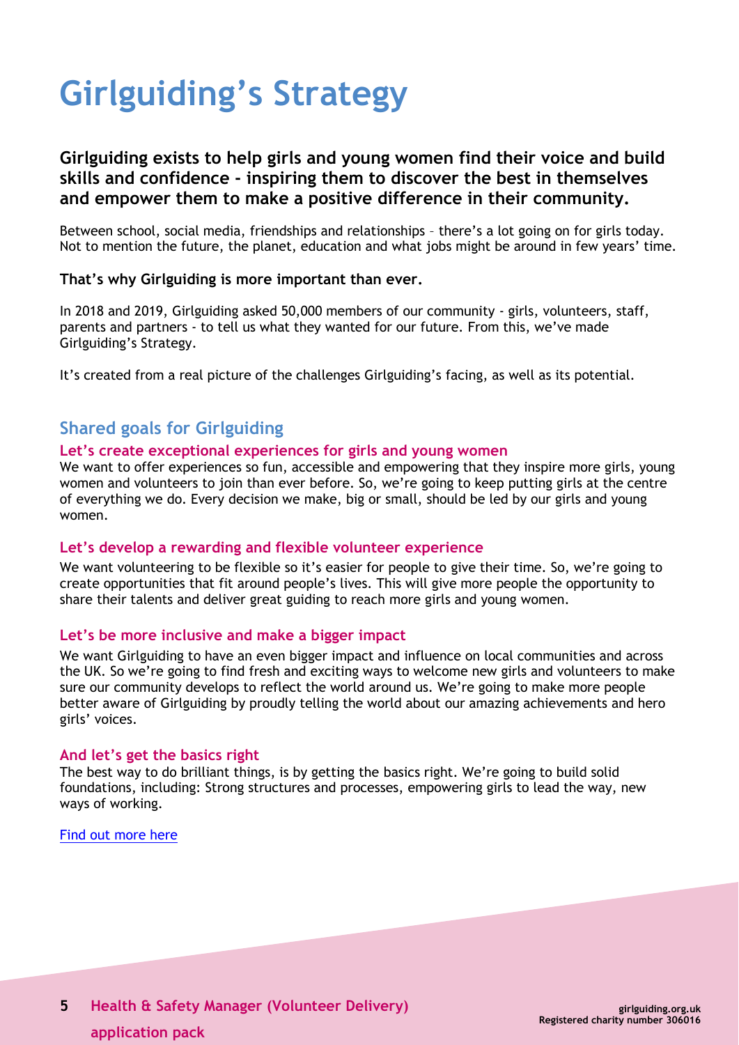# Girlguiding's Strategy

**Girlguiding exists to help girls and young women find their voice and build skills and confidence - inspiring them to discover the best in themselves and empower them to make a positive difference in their community.**

Between school, social media, friendships and relationships – there's a lot going on for girls today. Not to mention the future, the planet, education and what jobs might be around in few years' time.

**That's why Girlguiding is more important than ever.**

In 2018 and 2019, Girlguiding asked 50,000 members of our community - girls, volunteers, staff, parents and partners - to tell us what they wanted for our future. From this, we've made Girlguiding's Strategy.

It's created from a real picture of the challenges Girlguiding's facing, as well as its potential.

## Shared goals for Girlguiding

### Let's create exceptional experiences for girls and young women

We want to offer experiences so fun, accessible and empowering that they inspire more girls, young women and volunteers to join than ever before. So, we're going to keep putting girls at the centre of everything we do. Every decision we make, big or small, should be led by our girls and young women.

### Let's develop a rewarding and flexible volunteer experience

We want volunteering to be flexible so it's easier for people to give their time. So, we're going to create opportunities that fit around people's lives. This will give more people the opportunity to share their talents and deliver great guiding to reach more girls and young women.

### Let's be more inclusive and make a bigger impact

We want Girlguiding to have an even bigger impact and influence on local communities and across the UK. So we're going to find fresh and exciting ways to welcome new girls and volunteers to make sure our community develops to reflect the world around us. We're going to make more people better aware of Girlguiding by proudly telling the world about our amazing achievements and hero girls' voices.

### And let's get the basics right

The best way to do brilliant things, is by getting the basics right. We're going to build solid foundations, including: Strong structures and processes, empowering girls to lead the way, new ways of working.

Find out more here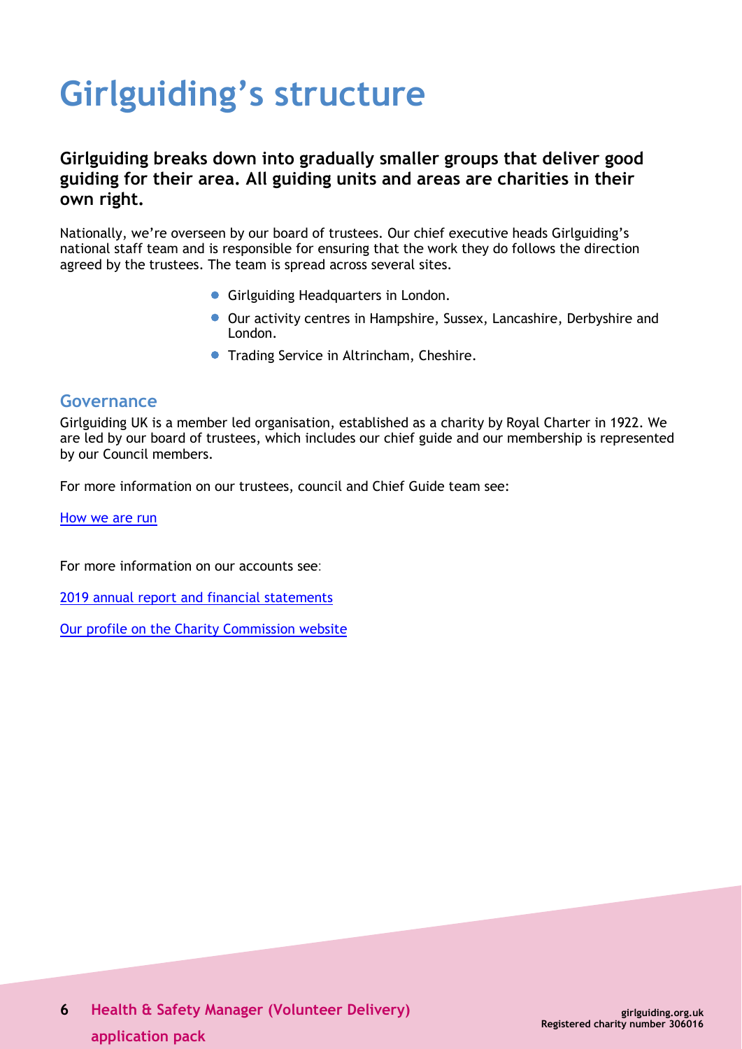# Girlguiding's structure

**Girlguiding breaks down into gradually smaller groups that deliver good guiding for their area. All guiding units and areas are charities in their own right.**

Nationally, we're overseen by our board of trustees. Our chief executive heads Girlguiding's national staff team and is responsible for ensuring that the work they do follows the direction agreed by the trustees. The team is spread across several sites.

- Girlguiding Headquarters in London.
- Our activity centres in Hampshire, Sussex, Lancashire, Derbyshire and London.
- Trading Service in Altrincham, Cheshire.

## Governance

Girlguiding UK is a member led organisation, established as a charity by Royal Charter in 1922. We are led by our board of trustees, which includes our chief guide and our membership is represented by our Council members.

For more information on our trustees, council and Chief Guide team see:

How we are run

For more information on our accounts see:

2019 annual report and financial statements

Our profile on the Charity Commission website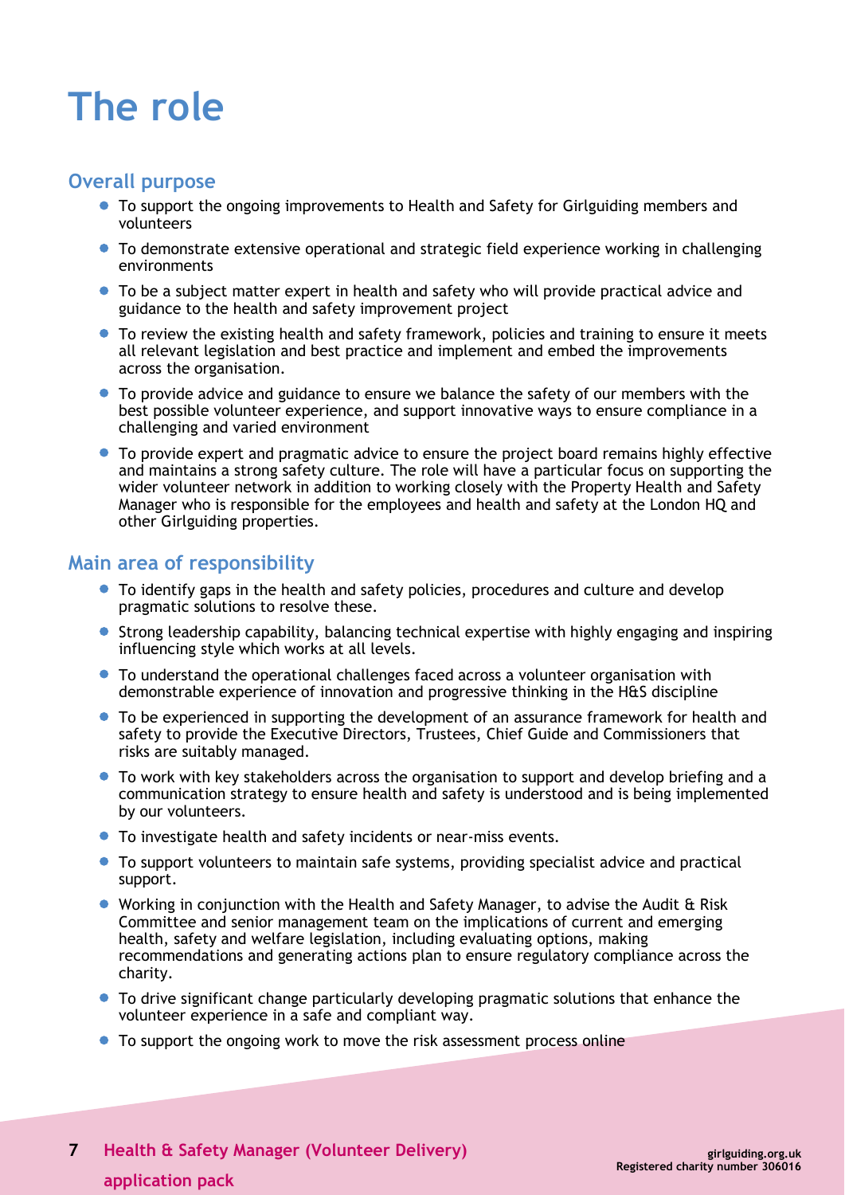# The role

## Overall purpose

- To support the ongoing improvements to Health and Safety for Girlguiding members and volunteers
- To demonstrate extensive operational and strategic field experience working in challenging environments
- To be a subject matter expert in health and safety who will provide practical advice and guidance to the health and safety improvement project
- To review the existing health and safety framework, policies and training to ensure it meets all relevant legislation and best practice and implement and embed the improvements across the organisation.
- To provide advice and guidance to ensure we balance the safety of our members with the best possible volunteer experience, and support innovative ways to ensure compliance in a challenging and varied environment
- To provide expert and pragmatic advice to ensure the project board remains highly effective and maintains a strong safety culture. The role will have a particular focus on supporting the wider volunteer network in addition to working closely with the Property Health and Safety Manager who is responsible for the employees and health and safety at the London HQ and other Girlguiding properties.

## Main area of responsibility

- To identify gaps in the health and safety policies, procedures and culture and develop pragmatic solutions to resolve these.
- Strong leadership capability, balancing technical expertise with highly engaging and inspiring influencing style which works at all levels.
- To understand the operational challenges faced across a volunteer organisation with demonstrable experience of innovation and progressive thinking in the H&S discipline
- To be experienced in supporting the development of an assurance framework for health and safety to provide the Executive Directors, Trustees, Chief Guide and Commissioners that risks are suitably managed.
- To work with key stakeholders across the organisation to support and develop briefing and a communication strategy to ensure health and safety is understood and is being implemented by our volunteers.
- To investigate health and safety incidents or near-miss events.
- To support volunteers to maintain safe systems, providing specialist advice and practical support.
- Working in conjunction with the Health and Safety Manager, to advise the Audit & Risk Committee and senior management team on the implications of current and emerging health, safety and welfare legislation, including evaluating options, making recommendations and generating actions plan to ensure regulatory compliance across the charity.
- To drive significant change particularly developing pragmatic solutions that enhance the volunteer experience in a safe and compliant way.
- To support the ongoing work to move the risk assessment process online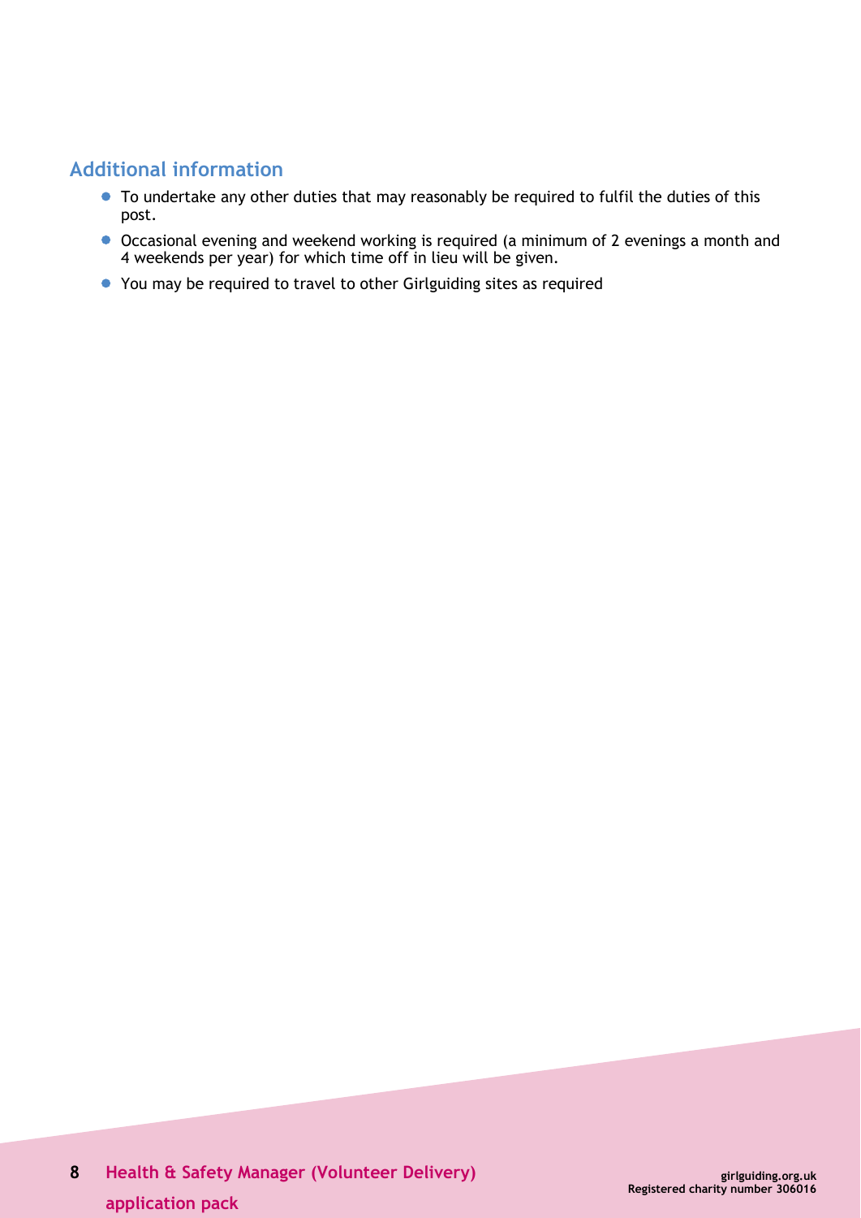## Additional information

- To undertake any other duties that may reasonably be required to fulfil the duties of this post.
- Occasional evening and weekend working is required (a minimum of 2 evenings a month and 4 weekends per year) for which time off in lieu will be given.
- You may be required to travel to other Girlguiding sites as required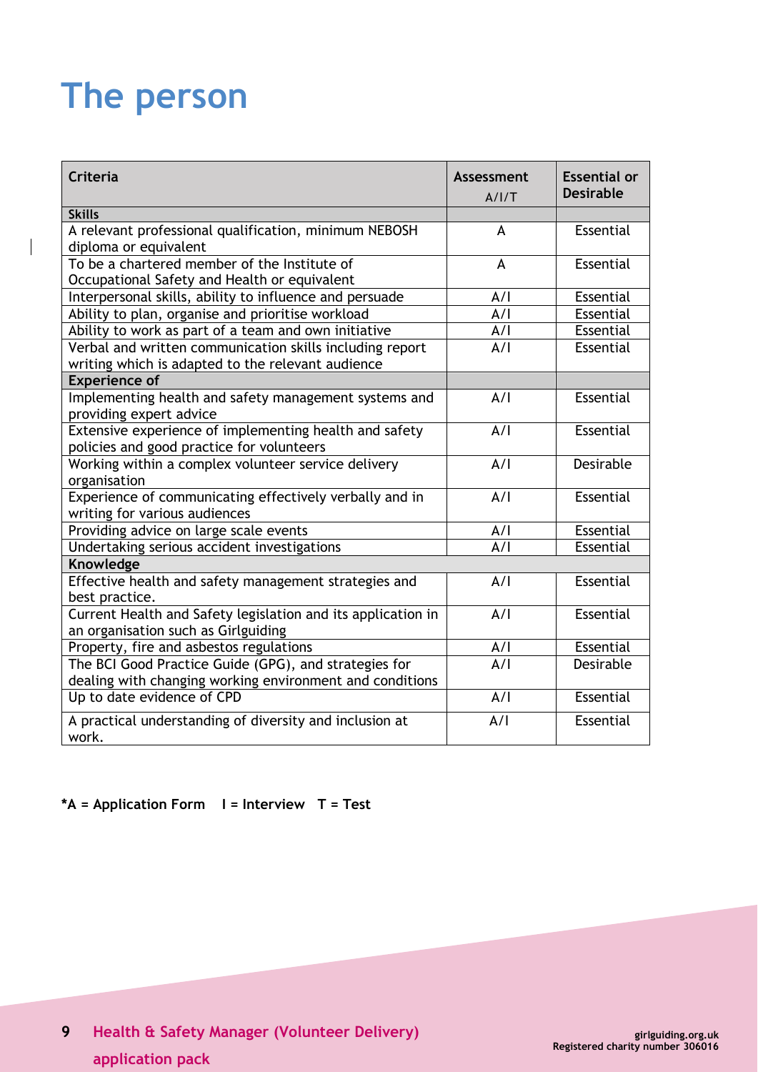# The person

| Criteria | Assessment A/I/T | Essential or Desirable |
|---|---|---|
| **Skills** | | |
| A relevant professional qualification, minimum NEBOSH diploma or equivalent | A | Essential |
| To be a chartered member of the Institute of Occupational Safety and Health or equivalent | A | Essential |
| Interpersonal skills, ability to influence and persuade | A/I | Essential |
| Ability to plan, organise and prioritise workload | A/I | Essential |
| Ability to work as part of a team and own initiative | A/I | Essential |
| Verbal and written communication skills including report writing which is adapted to the relevant audience | A/I | Essential |
| **Experience of** | | |
| Implementing health and safety management systems and providing expert advice | A/I | Essential |
| Extensive experience of implementing health and safety policies and good practice for volunteers | A/I | Essential |
| Working within a complex volunteer service delivery organisation | A/I | Desirable |
| Experience of communicating effectively verbally and in writing for various audiences | A/I | Essential |
| Providing advice on large scale events | A/I | Essential |
| Undertaking serious accident investigations | A/I | Essential |
| **Knowledge** | | |
| Effective health and safety management strategies and best practice. | A/I | Essential |
| Current Health and Safety legislation and its application in an organisation such as Girlguiding | A/I | Essential |
| Property, fire and asbestos regulations | A/I | Essential |
| The BCI Good Practice Guide (GPG), and strategies for dealing with changing working environment and conditions | A/I | Desirable |
| Up to date evidence of CPD | A/I | Essential |
| A practical understanding of diversity and inclusion at work. | A/I | Essential |

**\*A = Application Form  I = Interview  T = Test**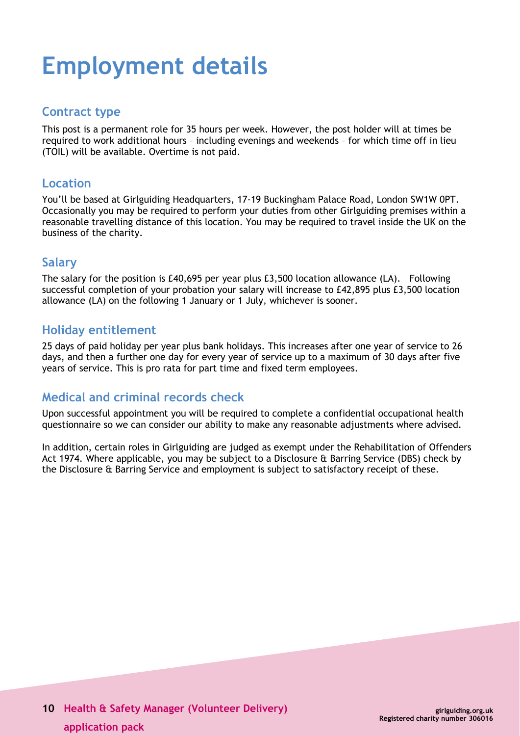# Employment details

## Contract type

This post is a permanent role for 35 hours per week. However, the post holder will at times be required to work additional hours – including evenings and weekends – for which time off in lieu (TOIL) will be available. Overtime is not paid.

## Location

You'll be based at Girlguiding Headquarters, 17-19 Buckingham Palace Road, London SW1W 0PT. Occasionally you may be required to perform your duties from other Girlguiding premises within a reasonable travelling distance of this location. You may be required to travel inside the UK on the business of the charity.

## Salary

The salary for the position is £40,695 per year plus £3,500 location allowance (LA). Following successful completion of your probation your salary will increase to £42,895 plus £3,500 location allowance (LA) on the following 1 January or 1 July, whichever is sooner.

## Holiday entitlement

25 days of paid holiday per year plus bank holidays. This increases after one year of service to 26 days, and then a further one day for every year of service up to a maximum of 30 days after five years of service. This is pro rata for part time and fixed term employees.

## Medical and criminal records check

Upon successful appointment you will be required to complete a confidential occupational health questionnaire so we can consider our ability to make any reasonable adjustments where advised.

In addition, certain roles in Girlguiding are judged as exempt under the Rehabilitation of Offenders Act 1974. Where applicable, you may be subject to a Disclosure & Barring Service (DBS) check by the Disclosure & Barring Service and employment is subject to satisfactory receipt of these.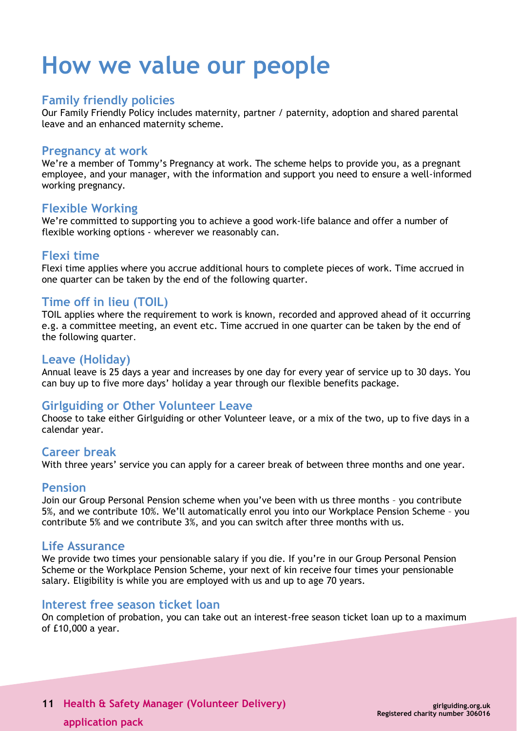# How we value our people

## Family friendly policies

Our Family Friendly Policy includes maternity, partner / paternity, adoption and shared parental leave and an enhanced maternity scheme.

## Pregnancy at work

We're a member of Tommy's Pregnancy at work. The scheme helps to provide you, as a pregnant employee, and your manager, with the information and support you need to ensure a well-informed working pregnancy.

## Flexible Working

We're committed to supporting you to achieve a good work-life balance and offer a number of flexible working options - wherever we reasonably can.

## Flexi time

Flexi time applies where you accrue additional hours to complete pieces of work. Time accrued in one quarter can be taken by the end of the following quarter.

## Time off in lieu (TOIL)

TOIL applies where the requirement to work is known, recorded and approved ahead of it occurring e.g. a committee meeting, an event etc. Time accrued in one quarter can be taken by the end of the following quarter.

## Leave (Holiday)

Annual leave is 25 days a year and increases by one day for every year of service up to 30 days. You can buy up to five more days' holiday a year through our flexible benefits package.

## Girlguiding or Other Volunteer Leave

Choose to take either Girlguiding or other Volunteer leave, or a mix of the two, up to five days in a calendar year.

## Career break

With three years' service you can apply for a career break of between three months and one year.

## Pension

Join our Group Personal Pension scheme when you've been with us three months – you contribute 5%, and we contribute 10%. We'll automatically enrol you into our Workplace Pension Scheme – you contribute 5% and we contribute 3%, and you can switch after three months with us.

## Life Assurance

We provide two times your pensionable salary if you die. If you're in our Group Personal Pension Scheme or the Workplace Pension Scheme, your next of kin receive four times your pensionable salary. Eligibility is while you are employed with us and up to age 70 years.

## Interest free season ticket loan

On completion of probation, you can take out an interest-free season ticket loan up to a maximum of £10,000 a year.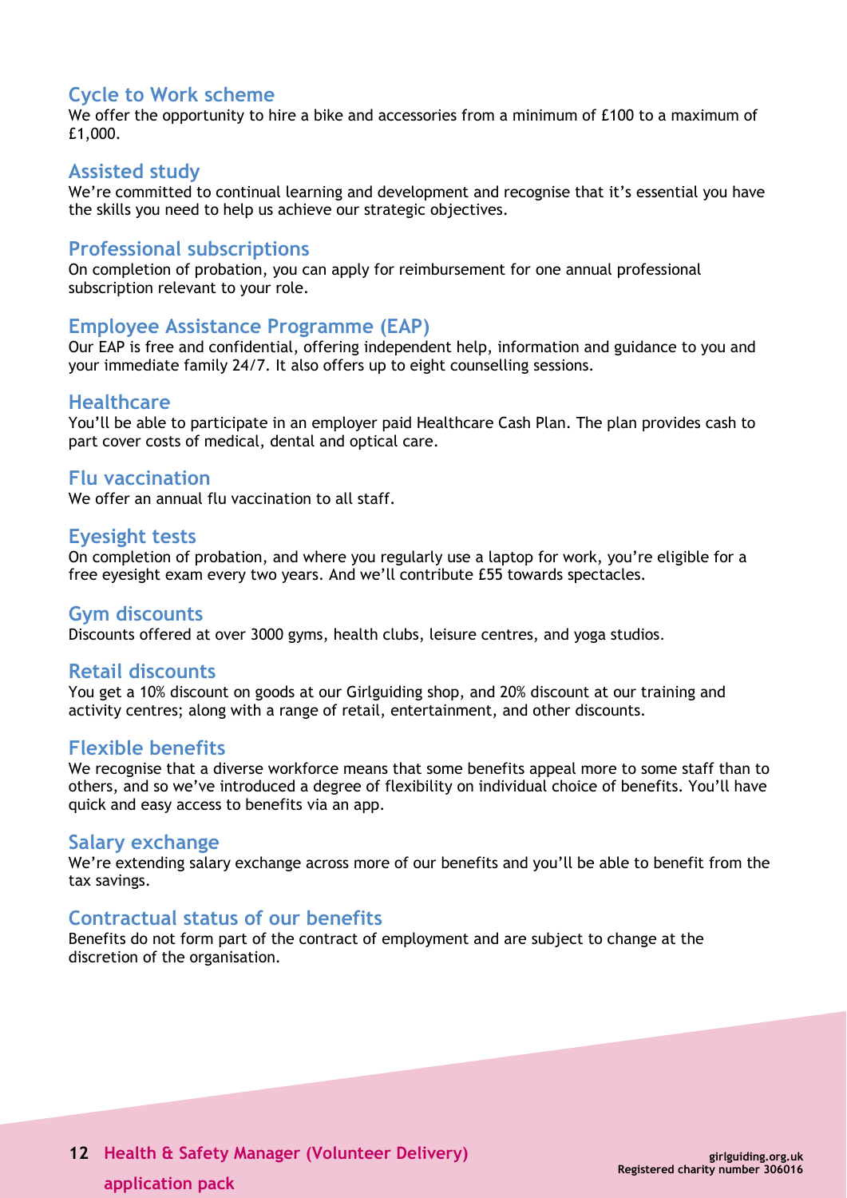### Cycle to Work scheme

We offer the opportunity to hire a bike and accessories from a minimum of £100 to a maximum of £1,000.

### Assisted study

We're committed to continual learning and development and recognise that it's essential you have the skills you need to help us achieve our strategic objectives.

### Professional subscriptions

On completion of probation, you can apply for reimbursement for one annual professional subscription relevant to your role.

### Employee Assistance Programme (EAP)

Our EAP is free and confidential, offering independent help, information and guidance to you and your immediate family 24/7. It also offers up to eight counselling sessions.

### Healthcare

You'll be able to participate in an employer paid Healthcare Cash Plan. The plan provides cash to part cover costs of medical, dental and optical care.

### Flu vaccination

We offer an annual flu vaccination to all staff.

### Eyesight tests

On completion of probation, and where you regularly use a laptop for work, you're eligible for a free eyesight exam every two years. And we'll contribute £55 towards spectacles.

### Gym discounts

Discounts offered at over 3000 gyms, health clubs, leisure centres, and yoga studios.

### Retail discounts

You get a 10% discount on goods at our Girlguiding shop, and 20% discount at our training and activity centres; along with a range of retail, entertainment, and other discounts.

### Flexible benefits

We recognise that a diverse workforce means that some benefits appeal more to some staff than to others, and so we've introduced a degree of flexibility on individual choice of benefits. You'll have quick and easy access to benefits via an app.

### Salary exchange

We're extending salary exchange across more of our benefits and you'll be able to benefit from the tax savings.

### Contractual status of our benefits

Benefits do not form part of the contract of employment and are subject to change at the discretion of the organisation.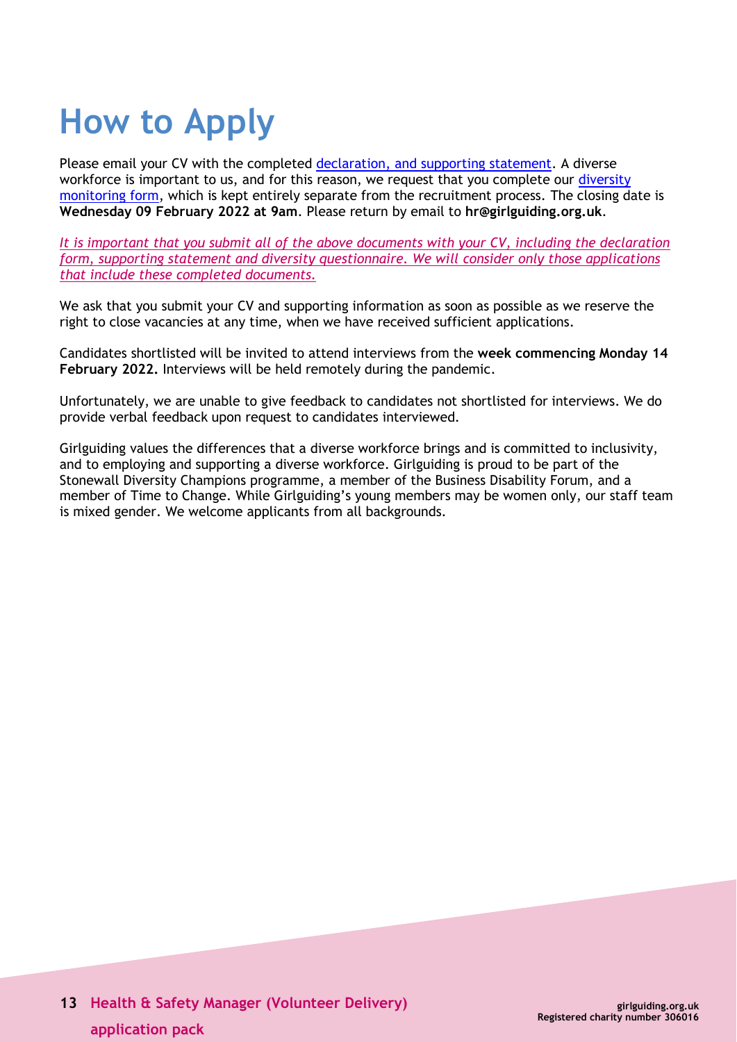# How to Apply

Please email your CV with the completed declaration, and supporting statement. A diverse workforce is important to us, and for this reason, we request that you complete our diversity monitoring form, which is kept entirely separate from the recruitment process. The closing date is **Wednesday 09 February 2022 at 9am**. Please return by email to **hr@girlguiding.org.uk**.

*It is important that you submit all of the above documents with your CV, including the declaration form, supporting statement and diversity questionnaire. We will consider only those applications that include these completed documents.*

We ask that you submit your CV and supporting information as soon as possible as we reserve the right to close vacancies at any time, when we have received sufficient applications.

Candidates shortlisted will be invited to attend interviews from the **week commencing Monday 14 February 2022.** Interviews will be held remotely during the pandemic.

Unfortunately, we are unable to give feedback to candidates not shortlisted for interviews. We do provide verbal feedback upon request to candidates interviewed.

Girlguiding values the differences that a diverse workforce brings and is committed to inclusivity, and to employing and supporting a diverse workforce. Girlguiding is proud to be part of the Stonewall Diversity Champions programme, a member of the Business Disability Forum, and a member of Time to Change. While Girlguiding's young members may be women only, our staff team is mixed gender. We welcome applicants from all backgrounds.